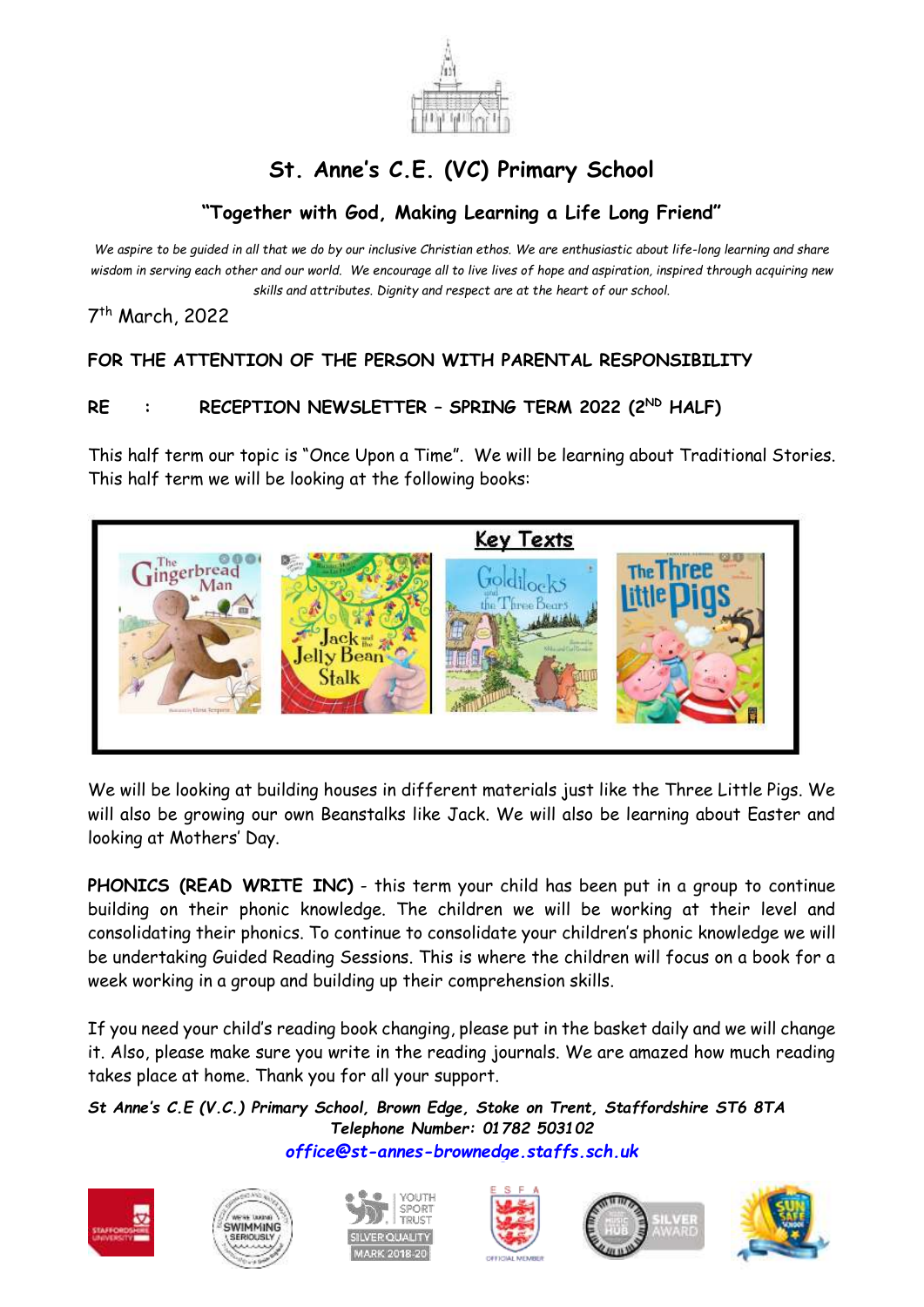# St. Anne's C.E. (VC) Primary School

## "Together with God, Making Learning a Life Long Friend"

*We aspire to be guided in all that we do by our inclusive Christian ethos. We are enthusiastic about life-long learning and share wisdom in serving each other and our world. We encourage all to live lives of hope and aspiration, inspired through acquiring new skills and attributes. Dignity and respect are at the heart of our school.*

7th March, 2022

**FOR THE ATTENTION OF THE PERSON WITH PARENTAL RESPONSIBILITY**

**RE : RECEPTION NEWSLETTER – SPRING TERM 2022 (2ND HALF)**

This half term our topic is "Once Upon a Time". We will be learning about Traditional Stories. This half term we will be looking at the following books:

**Key Texts**

- The Gingerbread Man
- Jack and the Jelly Bean Stalk
- Goldilocks and the Three Bears
- The Three Little Pigs

We will be looking at building houses in different materials just like the Three Little Pigs. We will also be growing our own Beanstalks like Jack. We will also be learning about Easter and looking at Mothers' Day.

**PHONICS (READ WRITE INC)** - this term your child has been put in a group to continue building on their phonic knowledge. The children we will be working at their level and consolidating their phonics. To continue to consolidate your children's phonic knowledge we will be undertaking Guided Reading Sessions. This is where the children will focus on a book for a week working in a group and building up their comprehension skills.

If you need your child's reading book changing, please put in the basket daily and we will change it. Also, please make sure you write in the reading journals. We are amazed how much reading takes place at home. Thank you for all your support.

***St Anne's C.E (V.C.) Primary School, Brown Edge, Stoke on Trent, Staffordshire ST6 8TA***
***Telephone Number: 01782 503102***
***office@st-annes-brownedge.staffs.sch.uk***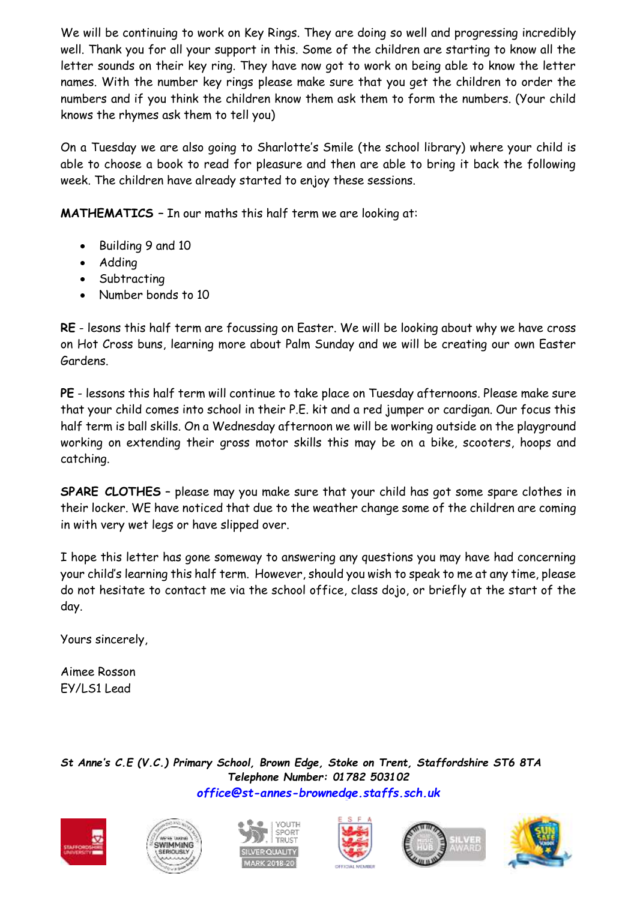We will be continuing to work on Key Rings. They are doing so well and progressing incredibly well. Thank you for all your support in this. Some of the children are starting to know all the letter sounds on their key ring. They have now got to work on being able to know the letter names. With the number key rings please make sure that you get the children to order the numbers and if you think the children know them ask them to form the numbers. (Your child knows the rhymes ask them to tell you)

On a Tuesday we are also going to Sharlotte's Smile (the school library) where your child is able to choose a book to read for pleasure and then are able to bring it back the following week. The children have already started to enjoy these sessions.

**MATHEMATICS** – In our maths this half term we are looking at:

- Building 9 and 10
- Adding
- Subtracting
- Number bonds to 10

**RE** - lessons this half term are focussing on Easter. We will be looking about why we have cross on Hot Cross buns, learning more about Palm Sunday and we will be creating our own Easter Gardens.

**PE** - lessons this half term will continue to take place on Tuesday afternoons. Please make sure that your child comes into school in their P.E. kit and a red jumper or cardigan. Our focus this half term is ball skills. On a Wednesday afternoon we will be working outside on the playground working on extending their gross motor skills this may be on a bike, scooters, hoops and catching.

**SPARE CLOTHES** – please may you make sure that your child has got some spare clothes in their locker. WE have noticed that due to the weather change some of the children are coming in with very wet legs or have slipped over.

I hope this letter has gone someway to answering any questions you may have had concerning your child's learning this half term. However, should you wish to speak to me at any time, please do not hesitate to contact me via the school office, class dojo, or briefly at the start of the day.

Yours sincerely,

Aimee Rosson
EY/LS1 Lead

***St Anne's C.E (V.C.) Primary School, Brown Edge, Stoke on Trent, Staffordshire ST6 8TA***
***Telephone Number: 01782 503102***
***office@st-annes-brownedge.staffs.sch.uk***